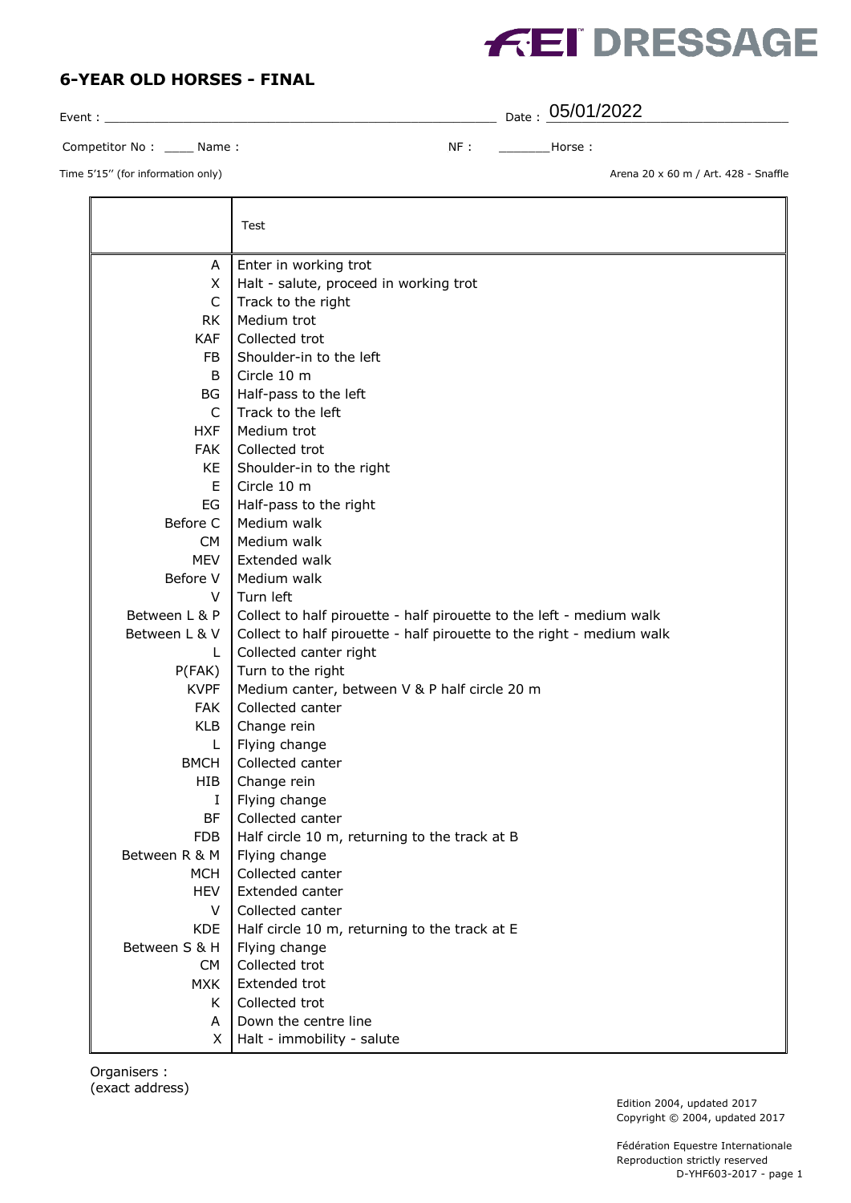FEI DRESSAGE

## 6-YEAR OLD HORSES - FINAL

Event : ____________________________________________ Date : 05/01/2022

Competitor No : ____ Name : NF : _______Horse :

Time 5'15'' (for information only) Arena 20 x 60 m / Art. 428 - Snaffle

| | Test |
|---|---|
| A | Enter in working trot |
| X | Halt - salute, proceed in working trot |
| C | Track to the right |
| RK | Medium trot |
| KAF | Collected trot |
| FB | Shoulder-in to the left |
| B | Circle 10 m |
| BG | Half-pass to the left |
| C | Track to the left |
| HXF | Medium trot |
| FAK | Collected trot |
| KE | Shoulder-in to the right |
| E | Circle 10 m |
| EG | Half-pass to the right |
| Before C | Medium walk |
| CM | Medium walk |
| MEV | Extended walk |
| Before V | Medium walk |
| V | Turn left |
| Between L & P | Collect to half pirouette - half pirouette to the left - medium walk |
| Between L & V | Collect to half pirouette - half pirouette to the right - medium walk |
| L | Collected canter right |
| P(FAK) | Turn to the right |
| KVPF | Medium canter, between V & P half circle 20 m |
| FAK | Collected canter |
| KLB | Change rein |
| L | Flying change |
| BMCH | Collected canter |
| HIB | Change rein |
| I | Flying change |
| BF | Collected canter |
| FDB | Half circle 10 m, returning to the track at B |
| Between R & M | Flying change |
| MCH | Collected canter |
| HEV | Extended canter |
| V | Collected canter |
| KDE | Half circle 10 m, returning to the track at E |
| Between S & H | Flying change |
| CM | Collected trot |
| MXK | Extended trot |
| K | Collected trot |
| A | Down the centre line |
| X | Halt - immobility - salute |

Organisers :
(exact address)

Edition 2004, updated 2017
Copyright © 2004, updated 2017

Fédération Equestre Internationale
Reproduction strictly reserved
D-YHF603-2017 - page 1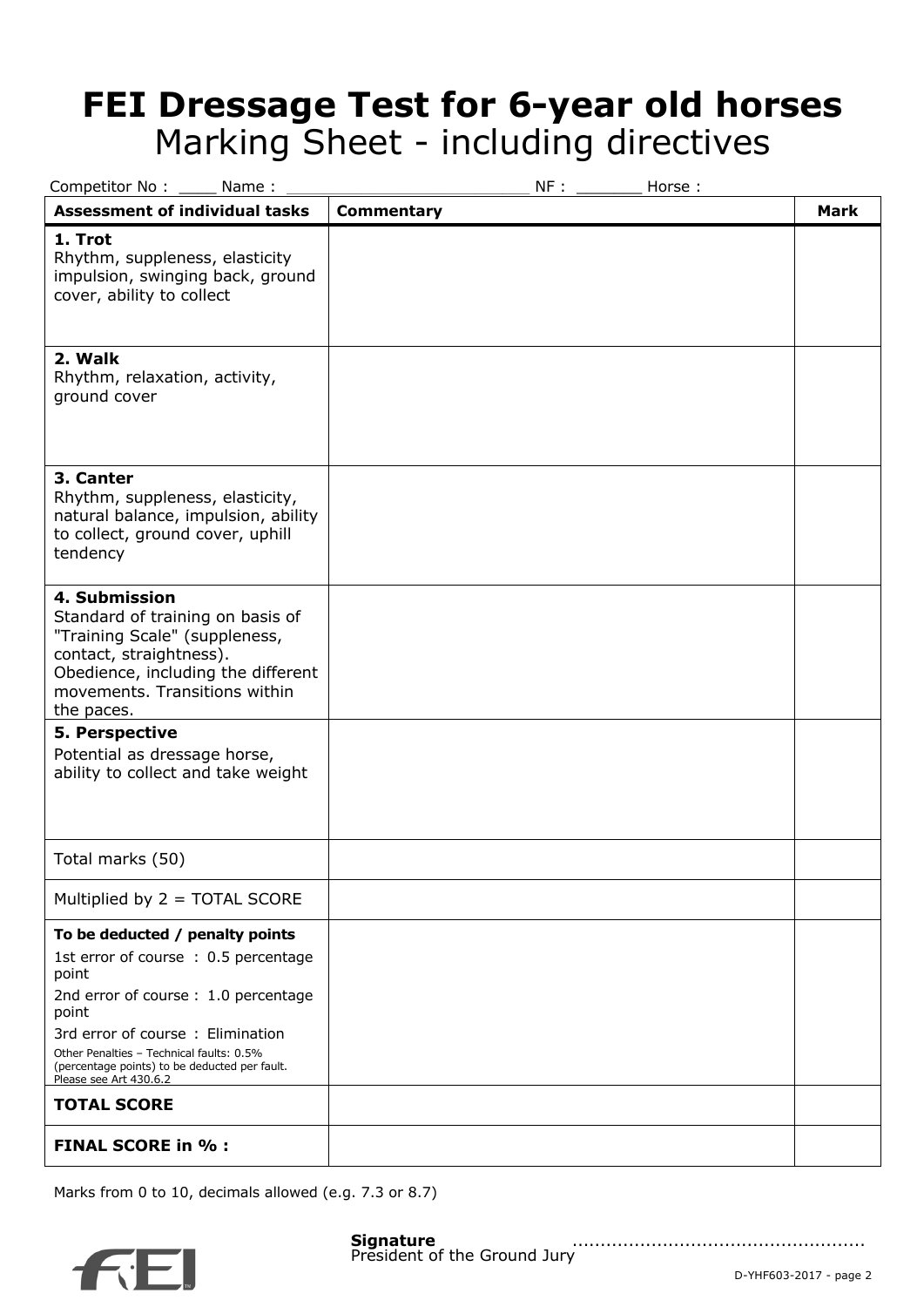# FEI Dressage Test for 6-year old horses

Marking Sheet - including directives

Competitor No : ____ Name : ___________________________ NF : _______ Horse :

| Assessment of individual tasks | Commentary | Mark |
|---|---|---|
| **1. Trot**<br>Rhythm, suppleness, elasticity impulsion, swinging back, ground cover, ability to collect | | |
| **2. Walk**<br>Rhythm, relaxation, activity, ground cover | | |
| **3. Canter**<br>Rhythm, suppleness, elasticity, natural balance, impulsion, ability to collect, ground cover, uphill tendency | | |
| **4. Submission**<br>Standard of training on basis of "Training Scale" (suppleness, contact, straightness). Obedience, including the different movements. Transitions within the paces. | | |
| **5. Perspective**<br>Potential as dressage horse, ability to collect and take weight | | |
| Total marks (50) | | |
| Multiplied by 2 = TOTAL SCORE | | |
| **To be deducted / penalty points**<br>1st error of course : 0.5 percentage point<br>2nd error of course : 1.0 percentage point<br>3rd error of course : Elimination<br>Other Penalties – Technical faults: 0.5% (percentage points) to be deducted per fault. Please see Art 430.6.2 | | |
| **TOTAL SCORE** | | |
| **FINAL SCORE in % :** | | |

Marks from 0 to 10, decimals allowed (e.g. 7.3 or 8.7)

**Signature** ....................................................
President of the Ground Jury

D-YHF603-2017